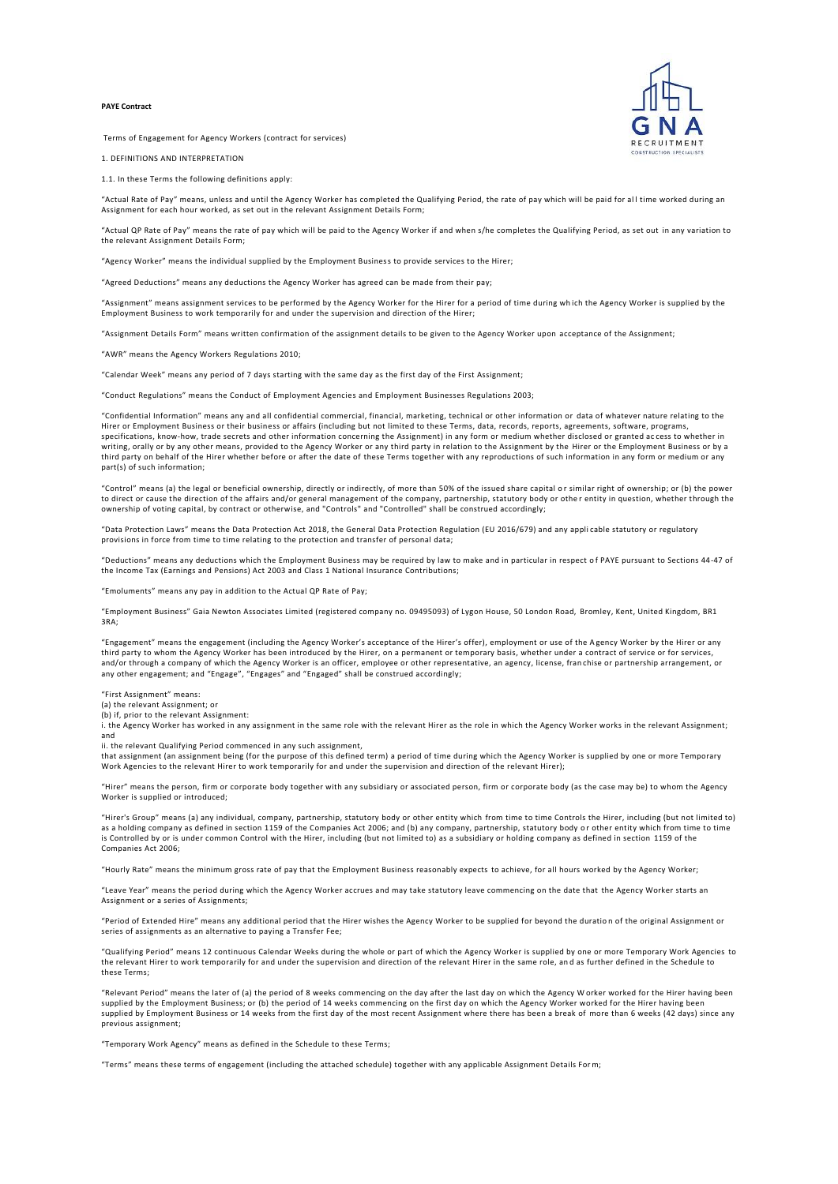**PAYE Contract**

Terms of Engagement for Agency Workers (contract for services)

1. DEFINITIONS AND INTERPRETATION

1.1. In these Terms the following definitions apply:

"Actual Rate of Pay" means, unless and until the Agency Worker has completed the Qualifying Period, the rate of pay which will be paid for all time worked during an Assignment for each hour worked, as set out in the relevant Assignment Details Form;

"Actual QP Rate of Pay" means the rate of pay which will be paid to the Agency Worker if and when s/he completes the Qualifying Period, as set out in any variation to the relevant Assignment Details Form;

"Agency Worker" means the individual supplied by the Employment Business to provide services to the Hirer;

"Agreed Deductions" means any deductions the Agency Worker has agreed can be made from their pay;

"Assignment" means assignment services to be performed by the Agency Worker for the Hirer for a period of time during which the Agency Worker is supplied by the Employment Business to work temporarily for and under the supervision and direction of the Hirer;

"Assignment Details Form" means written confirmation of the assignment details to be given to the Agency Worker upon acceptance of the Assignment;

"AWR" means the Agency Workers Regulations 2010;

"Calendar Week" means any period of 7 days starting with the same day as the first day of the First Assignment;

"Conduct Regulations" means the Conduct of Employment Agencies and Employment Businesses Regulations 2003;

"Confidential Information" means any and all confidential commercial, financial, marketing, technical or other information or data of whatever nature relating to the Hirer or Employment Business or their business or affairs (including but not limited to these Terms, data, records, reports, agreements, software, programs, specifications, know-how, trade secrets and other information concerning the Assignment) in any form or medium whether disclosed or granted access to whether in writing, orally or by any other means, provided to the Agency Worker or any third party in relation to the Assignment by the Hirer or the Employment Business or by a third party on behalf of the Hirer whether before or after the date of these Terms together with any reproductions of such information in any form or medium or any part(s) of such information;

"Control" means (a) the legal or beneficial ownership, directly or indirectly, of more than 50% of the issued share capital or similar right of ownership; or (b) the power to direct or cause the direction of the affairs and/or general management of the company, partnership, statutory body or other entity in question, whether through the ownership of voting capital, by contract or otherwise, and "Controls" and "Controlled" shall be construed accordingly;

"Data Protection Laws" means the Data Protection Act 2018, the General Data Protection Regulation (EU 2016/679) and any applicable statutory or regulatory provisions in force from time to time relating to the protection and transfer of personal data;

"Deductions" means any deductions which the Employment Business may be required by law to make and in particular in respect of PAYE pursuant to Sections 44-47 of the Income Tax (Earnings and Pensions) Act 2003 and Class 1 National Insurance Contributions;

"Emoluments" means any pay in addition to the Actual QP Rate of Pay;

"Employment Business" Gaia Newton Associates Limited (registered company no. 09495093) of Lygon House, 50 London Road, Bromley, Kent, United Kingdom, BR1 3RA;

"Engagement" means the engagement (including the Agency Worker's acceptance of the Hirer's offer), employment or use of the Agency Worker by the Hirer or any third party to whom the Agency Worker has been introduced by the Hirer, on a permanent or temporary basis, whether under a contract of service or for services, and/or through a company of which the Agency Worker is an officer, employee or other representative, an agency, license, franchise or partnership arrangement, or any other engagement; and "Engage", "Engages" and "Engaged" shall be construed accordingly;

"First Assignment" means:
(a) the relevant Assignment; or
(b) if, prior to the relevant Assignment:
i. the Agency Worker has worked in any assignment in the same role with the relevant Hirer as the role in which the Agency Worker works in the relevant Assignment; and
ii. the relevant Qualifying Period commenced in any such assignment,
that assignment (an assignment being (for the purpose of this defined term) a period of time during which the Agency Worker is supplied by one or more Temporary Work Agencies to the relevant Hirer to work temporarily for and under the supervision and direction of the relevant Hirer);

"Hirer" means the person, firm or corporate body together with any subsidiary or associated person, firm or corporate body (as the case may be) to whom the Agency Worker is supplied or introduced;

"Hirer's Group" means (a) any individual, company, partnership, statutory body or other entity which from time to time Controls the Hirer, including (but not limited to) as a holding company as defined in section 1159 of the Companies Act 2006; and (b) any company, partnership, statutory body or other entity which from time to time is Controlled by or is under common Control with the Hirer, including (but not limited to) as a subsidiary or holding company as defined in section 1159 of the Companies Act 2006;

"Hourly Rate" means the minimum gross rate of pay that the Employment Business reasonably expects to achieve, for all hours worked by the Agency Worker;

"Leave Year" means the period during which the Agency Worker accrues and may take statutory leave commencing on the date that the Agency Worker starts an Assignment or a series of Assignments;

"Period of Extended Hire" means any additional period that the Hirer wishes the Agency Worker to be supplied for beyond the duration of the original Assignment or series of assignments as an alternative to paying a Transfer Fee;

"Qualifying Period" means 12 continuous Calendar Weeks during the whole or part of which the Agency Worker is supplied by one or more Temporary Work Agencies to the relevant Hirer to work temporarily for and under the supervision and direction of the relevant Hirer in the same role, and as further defined in the Schedule to these Terms;

"Relevant Period" means the later of (a) the period of 8 weeks commencing on the day after the last day on which the Agency Worker worked for the Hirer having been supplied by the Employment Business; or (b) the period of 14 weeks commencing on the first day on which the Agency Worker worked for the Hirer having been supplied by Employment Business or 14 weeks from the first day of the most recent Assignment where there has been a break of more than 6 weeks (42 days) since any previous assignment;

"Temporary Work Agency" means as defined in the Schedule to these Terms;

"Terms" means these terms of engagement (including the attached schedule) together with any applicable Assignment Details Form;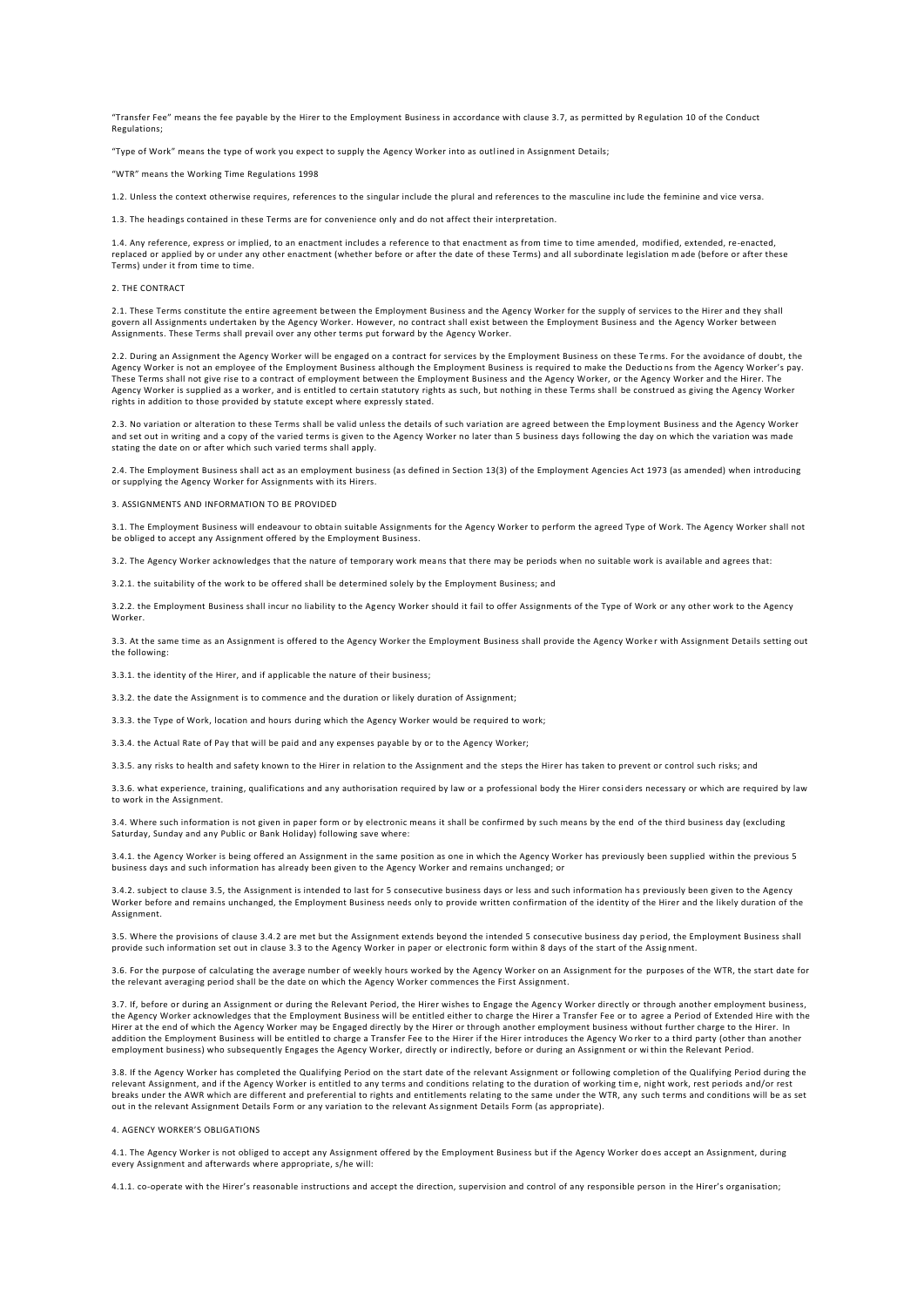"Transfer Fee" means the fee payable by the Hirer to the Employment Business in accordance with clause 3.7, as permitted by Regulation 10 of the Conduct Regulations;

"Type of Work" means the type of work you expect to supply the Agency Worker into as outlined in Assignment Details;

"WTR" means the Working Time Regulations 1998

1.2. Unless the context otherwise requires, references to the singular include the plural and references to the masculine include the feminine and vice versa.

1.3. The headings contained in these Terms are for convenience only and do not affect their interpretation.

1.4. Any reference, express or implied, to an enactment includes a reference to that enactment as from time to time amended, modified, extended, re-enacted, replaced or applied by or under any other enactment (whether before or after the date of these Terms) and all subordinate legislation made (before or after these Terms) under it from time to time.

## 2. THE CONTRACT

2.1. These Terms constitute the entire agreement between the Employment Business and the Agency Worker for the supply of services to the Hirer and they shall govern all Assignments undertaken by the Agency Worker. However, no contract shall exist between the Employment Business and the Agency Worker between Assignments. These Terms shall prevail over any other terms put forward by the Agency Worker.

2.2. During an Assignment the Agency Worker will be engaged on a contract for services by the Employment Business on these Terms. For the avoidance of doubt, the Agency Worker is not an employee of the Employment Business although the Employment Business is required to make the Deductions from the Agency Worker's pay. These Terms shall not give rise to a contract of employment between the Employment Business and the Agency Worker, or the Agency Worker and the Hirer. The Agency Worker is supplied as a worker, and is entitled to certain statutory rights as such, but nothing in these Terms shall be construed as giving the Agency Worker rights in addition to those provided by statute except where expressly stated.

2.3. No variation or alteration to these Terms shall be valid unless the details of such variation are agreed between the Employment Business and the Agency Worker and set out in writing and a copy of the varied terms is given to the Agency Worker no later than 5 business days following the day on which the variation was made stating the date on or after which such varied terms shall apply.

2.4. The Employment Business shall act as an employment business (as defined in Section 13(3) of the Employment Agencies Act 1973 (as amended) when introducing or supplying the Agency Worker for Assignments with its Hirers.

## 3. ASSIGNMENTS AND INFORMATION TO BE PROVIDED

3.1. The Employment Business will endeavour to obtain suitable Assignments for the Agency Worker to perform the agreed Type of Work. The Agency Worker shall not be obliged to accept any Assignment offered by the Employment Business.

3.2. The Agency Worker acknowledges that the nature of temporary work means that there may be periods when no suitable work is available and agrees that:

3.2.1. the suitability of the work to be offered shall be determined solely by the Employment Business; and

3.2.2. the Employment Business shall incur no liability to the Agency Worker should it fail to offer Assignments of the Type of Work or any other work to the Agency Worker.

3.3. At the same time as an Assignment is offered to the Agency Worker the Employment Business shall provide the Agency Worker with Assignment Details setting out the following:

3.3.1. the identity of the Hirer, and if applicable the nature of their business;

3.3.2. the date the Assignment is to commence and the duration or likely duration of Assignment;

3.3.3. the Type of Work, location and hours during which the Agency Worker would be required to work;

3.3.4. the Actual Rate of Pay that will be paid and any expenses payable by or to the Agency Worker;

3.3.5. any risks to health and safety known to the Hirer in relation to the Assignment and the steps the Hirer has taken to prevent or control such risks; and

3.3.6. what experience, training, qualifications and any authorisation required by law or a professional body the Hirer considers necessary or which are required by law to work in the Assignment.

3.4. Where such information is not given in paper form or by electronic means it shall be confirmed by such means by the end of the third business day (excluding Saturday, Sunday and any Public or Bank Holiday) following save where:

3.4.1. the Agency Worker is being offered an Assignment in the same position as one in which the Agency Worker has previously been supplied within the previous 5 business days and such information has already been given to the Agency Worker and remains unchanged; or

3.4.2. subject to clause 3.5, the Assignment is intended to last for 5 consecutive business days or less and such information has previously been given to the Agency Worker before and remains unchanged, the Employment Business needs only to provide written confirmation of the identity of the Hirer and the likely duration of the Assignment.

3.5. Where the provisions of clause 3.4.2 are met but the Assignment extends beyond the intended 5 consecutive business day period, the Employment Business shall provide such information set out in clause 3.3 to the Agency Worker in paper or electronic form within 8 days of the start of the Assignment.

3.6. For the purpose of calculating the average number of weekly hours worked by the Agency Worker on an Assignment for the purposes of the WTR, the start date for the relevant averaging period shall be the date on which the Agency Worker commences the First Assignment.

3.7. If, before or during an Assignment or during the Relevant Period, the Hirer wishes to Engage the Agency Worker directly or through another employment business, the Agency Worker acknowledges that the Employment Business will be entitled either to charge the Hirer a Transfer Fee or to agree a Period of Extended Hire with the Hirer at the end of which the Agency Worker may be Engaged directly by the Hirer or through another employment business without further charge to the Hirer. In addition the Employment Business will be entitled to charge a Transfer Fee to the Hirer if the Hirer introduces the Agency Worker to a third party (other than another employment business) who subsequently Engages the Agency Worker, directly or indirectly, before or during an Assignment or within the Relevant Period.

3.8. If the Agency Worker has completed the Qualifying Period on the start date of the relevant Assignment or following completion of the Qualifying Period during the relevant Assignment, and if the Agency Worker is entitled to any terms and conditions relating to the duration of working time, night work, rest periods and/or rest breaks under the AWR which are different and preferential to rights and entitlements relating to the same under the WTR, any such terms and conditions will be as set out in the relevant Assignment Details Form or any variation to the relevant Assignment Details Form (as appropriate).

## 4. AGENCY WORKER'S OBLIGATIONS

4.1. The Agency Worker is not obliged to accept any Assignment offered by the Employment Business but if the Agency Worker does accept an Assignment, during every Assignment and afterwards where appropriate, s/he will:

4.1.1. co-operate with the Hirer's reasonable instructions and accept the direction, supervision and control of any responsible person in the Hirer's organisation;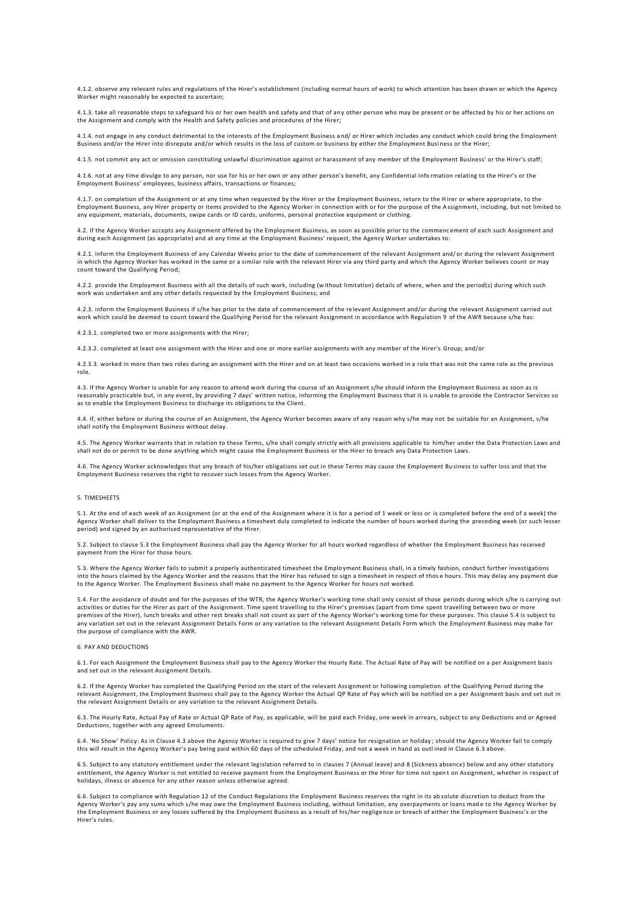4.1.2. observe any relevant rules and regulations of the Hirer's establishment (including normal hours of work) to which attention has been drawn or which the Agency Worker might reasonably be expected to ascertain;

4.1.3. take all reasonable steps to safeguard his or her own health and safety and that of any other person who may be present or be affected by his or her actions on the Assignment and comply with the Health and Safety policies and procedures of the Hirer;

4.1.4. not engage in any conduct detrimental to the interests of the Employment Business and/ or Hirer which includes any conduct which could bring the Employment Business and/or the Hirer into disrepute and/or which results in the loss of custom or business by either the Employment Business or the Hirer;

4.1.5. not commit any act or omission constituting unlawful discrimination against or harassment of any member of the Employment Business' or the Hirer's staff;

4.1.6. not at any time divulge to any person, nor use for his or her own or any other person's benefit, any Confidential Information relating to the Hirer's or the Employment Business' employees, business affairs, transactions or finances;

4.1.7. on completion of the Assignment or at any time when requested by the Hirer or the Employment Business, return to the Hirer or where appropriate, to the Employment Business, any Hirer property or items provided to the Agency Worker in connection with or for the purpose of the Assignment, including, but not limited to any equipment, materials, documents, swipe cards or ID cards, uniforms, personal protective equipment or clothing.

4.2. If the Agency Worker accepts any Assignment offered by the Employment Business, as soon as possible prior to the commencement of each such Assignment and during each Assignment (as appropriate) and at any time at the Employment Business' request, the Agency Worker undertakes to:

4.2.1. inform the Employment Business of any Calendar Weeks prior to the date of commencement of the relevant Assignment and/or during the relevant Assignment in which the Agency Worker has worked in the same or a similar role with the relevant Hirer via any third party and which the Agency Worker believes count or may count toward the Qualifying Period;

4.2.2. provide the Employment Business with all the details of such work, including (without limitation) details of where, when and the period(s) during which such work was undertaken and any other details requested by the Employment Business; and

4.2.3. inform the Employment Business if s/he has prior to the date of commencement of the relevant Assignment and/or during the relevant Assignment carried out work which could be deemed to count toward the Qualifying Period for the relevant Assignment in accordance with Regulation 9 of the AWR because s/he has:

4.2.3.1. completed two or more assignments with the Hirer;

4.2.3.2. completed at least one assignment with the Hirer and one or more earlier assignments with any member of the Hirer's Group; and/or

4.2.3.3. worked in more than two roles during an assignment with the Hirer and on at least two occasions worked in a role that was not the same role as the previous role.

4.3. If the Agency Worker is unable for any reason to attend work during the course of an Assignment s/he should inform the Employment Business as soon as is reasonably practicable but, in any event, by providing 7 days' written notice, informing the Employment Business that it is unable to provide the Contractor Services so as to enable the Employment Business to discharge its obligations to the Client.

4.4. If, either before or during the course of an Assignment, the Agency Worker becomes aware of any reason why s/he may not be suitable for an Assignment, s/he shall notify the Employment Business without delay.

4.5. The Agency Worker warrants that in relation to these Terms, s/he shall comply strictly with all provisions applicable to him/her under the Data Protection Laws and shall not do or permit to be done anything which might cause the Employment Business or the Hirer to breach any Data Protection Laws.

4.6. The Agency Worker acknowledges that any breach of his/her obligations set out in these Terms may cause the Employment Business to suffer loss and that the Employment Business reserves the right to recover such losses from the Agency Worker.

## 5. TIMESHEETS

5.1. At the end of each week of an Assignment (or at the end of the Assignment where it is for a period of 1 week or less or is completed before the end of a week) the Agency Worker shall deliver to the Employment Business a timesheet duly completed to indicate the number of hours worked during the preceding week (or such lesser period) and signed by an authorised representative of the Hirer.

5.2. Subject to clause 5.3 the Employment Business shall pay the Agency Worker for all hours worked regardless of whether the Employment Business has received payment from the Hirer for those hours.

5.3. Where the Agency Worker fails to submit a properly authenticated timesheet the Employment Business shall, in a timely fashion, conduct further investigations into the hours claimed by the Agency Worker and the reasons that the Hirer has refused to sign a timesheet in respect of those hours. This may delay any payment due to the Agency Worker. The Employment Business shall make no payment to the Agency Worker for hours not worked.

5.4. For the avoidance of doubt and for the purposes of the WTR, the Agency Worker's working time shall only consist of those periods during which s/he is carrying out activities or duties for the Hirer as part of the Assignment. Time spent travelling to the Hirer's premises (apart from time spent travelling between two or more premises of the Hirer), lunch breaks and other rest breaks shall not count as part of the Agency Worker's working time for these purposes. This clause 5.4 is subject to any variation set out in the relevant Assignment Details Form or any variation to the relevant Assignment Details Form which the Employment Business may make for the purpose of compliance with the AWR.

## 6. PAY AND DEDUCTIONS

6.1. For each Assignment the Employment Business shall pay to the Agency Worker the Hourly Rate. The Actual Rate of Pay will be notified on a per Assignment basis and set out in the relevant Assignment Details.

6.2. If the Agency Worker has completed the Qualifying Period on the start of the relevant Assignment or following completion of the Qualifying Period during the relevant Assignment, the Employment Business shall pay to the Agency Worker the Actual QP Rate of Pay which will be notified on a per Assignment basis and set out in the relevant Assignment Details or any variation to the relevant Assignment Details.

6.3. The Hourly Rate, Actual Pay of Rate or Actual QP Rate of Pay, as applicable, will be paid each Friday, one week in arrears, subject to any Deductions and or Agreed Deductions, together with any agreed Emoluments.

6.4. 'No Show' Policy: As in Clause 4.3 above the Agency Worker is required to give 7 days' notice for resignation or holiday; should the Agency Worker fail to comply this will result in the Agency Worker's pay being paid within 60 days of the scheduled Friday, and not a week in hand as outlined in Clause 6.3 above.

6.5. Subject to any statutory entitlement under the relevant legislation referred to in clauses 7 (Annual leave) and 8 (Sickness absence) below and any other statutory entitlement, the Agency Worker is not entitled to receive payment from the Employment Business or the Hirer for time not spent on Assignment, whether in respect of holidays, illness or absence for any other reason unless otherwise agreed.

6.6. Subject to compliance with Regulation 12 of the Conduct Regulations the Employment Business reserves the right in its absolute discretion to deduct from the Agency Worker's pay any sums which s/he may owe the Employment Business including, without limitation, any overpayments or loans made to the Agency Worker by the Employment Business or any losses suffered by the Employment Business as a result of his/her negligence or breach of either the Employment Business's or the Hirer's rules.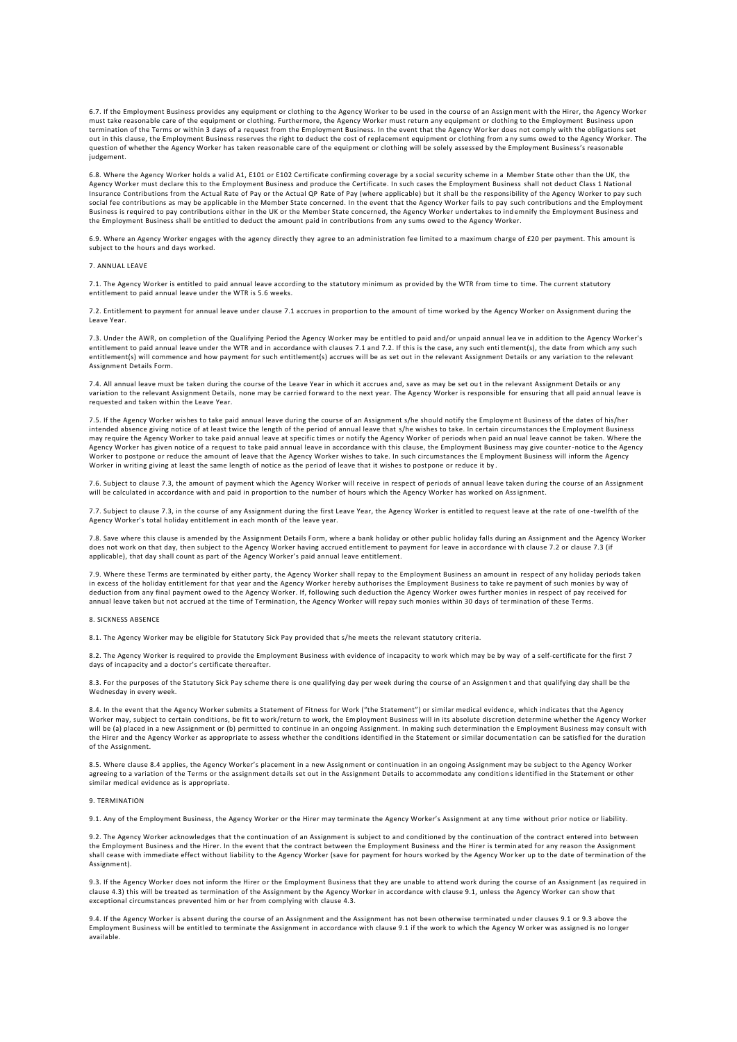6.7. If the Employment Business provides any equipment or clothing to the Agency Worker to be used in the course of an Assignment with the Hirer, the Agency Worker must take reasonable care of the equipment or clothing. Furthermore, the Agency Worker must return any equipment or clothing to the Employment Business upon termination of the Terms or within 3 days of a request from the Employment Business. In the event that the Agency Worker does not comply with the obligations set out in this clause, the Employment Business reserves the right to deduct the cost of replacement equipment or clothing from any sums owed to the Agency Worker. The question of whether the Agency Worker has taken reasonable care of the equipment or clothing will be solely assessed by the Employment Business's reasonable judgement.

6.8. Where the Agency Worker holds a valid A1, E101 or E102 Certificate confirming coverage by a social security scheme in a Member State other than the UK, the Agency Worker must declare this to the Employment Business and produce the Certificate. In such cases the Employment Business shall not deduct Class 1 National Insurance Contributions from the Actual Rate of Pay or the Actual QP Rate of Pay (where applicable) but it shall be the responsibility of the Agency Worker to pay such social fee contributions as may be applicable in the Member State concerned. In the event that the Agency Worker fails to pay such contributions and the Employment Business is required to pay contributions either in the UK or the Member State concerned, the Agency Worker undertakes to indemnify the Employment Business and the Employment Business shall be entitled to deduct the amount paid in contributions from any sums owed to the Agency Worker.

6.9. Where an Agency Worker engages with the agency directly they agree to an administration fee limited to a maximum charge of £20 per payment. This amount is subject to the hours and days worked.

7. ANNUAL LEAVE

7.1. The Agency Worker is entitled to paid annual leave according to the statutory minimum as provided by the WTR from time to time. The current statutory entitlement to paid annual leave under the WTR is 5.6 weeks.

7.2. Entitlement to payment for annual leave under clause 7.1 accrues in proportion to the amount of time worked by the Agency Worker on Assignment during the Leave Year.

7.3. Under the AWR, on completion of the Qualifying Period the Agency Worker may be entitled to paid and/or unpaid annual leave in addition to the Agency Worker's entitlement to paid annual leave under the WTR and in accordance with clauses 7.1 and 7.2. If this is the case, any such entitlement(s), the date from which any such entitlement(s) will commence and how payment for such entitlement(s) accrues will be as set out in the relevant Assignment Details or any variation to the relevant Assignment Details Form.

7.4. All annual leave must be taken during the course of the Leave Year in which it accrues and, save as may be set out in the relevant Assignment Details or any variation to the relevant Assignment Details, none may be carried forward to the next year. The Agency Worker is responsible for ensuring that all paid annual leave is requested and taken within the Leave Year.

7.5. If the Agency Worker wishes to take paid annual leave during the course of an Assignment s/he should notify the Employment Business of the dates of his/her intended absence giving notice of at least twice the length of the period of annual leave that s/he wishes to take. In certain circumstances the Employment Business may require the Agency Worker to take paid annual leave at specific times or notify the Agency Worker of periods when paid annual leave cannot be taken. Where the Agency Worker has given notice of a request to take paid annual leave in accordance with this clause, the Employment Business may give counter-notice to the Agency Worker to postpone or reduce the amount of leave that the Agency Worker wishes to take. In such circumstances the Employment Business will inform the Agency Worker in writing giving at least the same length of notice as the period of leave that it wishes to postpone or reduce it by.

7.6. Subject to clause 7.3, the amount of payment which the Agency Worker will receive in respect of periods of annual leave taken during the course of an Assignment will be calculated in accordance with and paid in proportion to the number of hours which the Agency Worker has worked on Assignment.

7.7. Subject to clause 7.3, in the course of any Assignment during the first Leave Year, the Agency Worker is entitled to request leave at the rate of one-twelfth of the Agency Worker's total holiday entitlement in each month of the leave year.

7.8. Save where this clause is amended by the Assignment Details Form, where a bank holiday or other public holiday falls during an Assignment and the Agency Worker does not work on that day, then subject to the Agency Worker having accrued entitlement to payment for leave in accordance with clause 7.2 or clause 7.3 (if applicable), that day shall count as part of the Agency Worker's paid annual leave entitlement.

7.9. Where these Terms are terminated by either party, the Agency Worker shall repay to the Employment Business an amount in respect of any holiday periods taken in excess of the holiday entitlement for that year and the Agency Worker hereby authorises the Employment Business to take repayment of such monies by way of deduction from any final payment owed to the Agency Worker. If, following such deduction the Agency Worker owes further monies in respect of pay received for annual leave taken but not accrued at the time of Termination, the Agency Worker will repay such monies within 30 days of termination of these Terms.

8. SICKNESS ABSENCE

8.1. The Agency Worker may be eligible for Statutory Sick Pay provided that s/he meets the relevant statutory criteria.

8.2. The Agency Worker is required to provide the Employment Business with evidence of incapacity to work which may be by way of a self-certificate for the first 7 days of incapacity and a doctor's certificate thereafter.

8.3. For the purposes of the Statutory Sick Pay scheme there is one qualifying day per week during the course of an Assignment and that qualifying day shall be the Wednesday in every week.

8.4. In the event that the Agency Worker submits a Statement of Fitness for Work ("the Statement") or similar medical evidence, which indicates that the Agency Worker may, subject to certain conditions, be fit to work/return to work, the Employment Business will in its absolute discretion determine whether the Agency Worker will be (a) placed in a new Assignment or (b) permitted to continue in an ongoing Assignment. In making such determination the Employment Business may consult with the Hirer and the Agency Worker as appropriate to assess whether the conditions identified in the Statement or similar documentation can be satisfied for the duration of the Assignment.

8.5. Where clause 8.4 applies, the Agency Worker's placement in a new Assignment or continuation in an ongoing Assignment may be subject to the Agency Worker agreeing to a variation of the Terms or the assignment details set out in the Assignment Details to accommodate any conditions identified in the Statement or other similar medical evidence as is appropriate.

9. TERMINATION

9.1. Any of the Employment Business, the Agency Worker or the Hirer may terminate the Agency Worker's Assignment at any time without prior notice or liability.

9.2. The Agency Worker acknowledges that the continuation of an Assignment is subject to and conditioned by the continuation of the contract entered into between the Employment Business and the Hirer. In the event that the contract between the Employment Business and the Hirer is terminated for any reason the Assignment shall cease with immediate effect without liability to the Agency Worker (save for payment for hours worked by the Agency Worker up to the date of termination of the Assignment).

9.3. If the Agency Worker does not inform the Hirer or the Employment Business that they are unable to attend work during the course of an Assignment (as required in clause 4.3) this will be treated as termination of the Assignment by the Agency Worker in accordance with clause 9.1, unless the Agency Worker can show that exceptional circumstances prevented him or her from complying with clause 4.3.

9.4. If the Agency Worker is absent during the course of an Assignment and the Assignment has not been otherwise terminated under clauses 9.1 or 9.3 above the Employment Business will be entitled to terminate the Assignment in accordance with clause 9.1 if the work to which the Agency Worker was assigned is no longer available.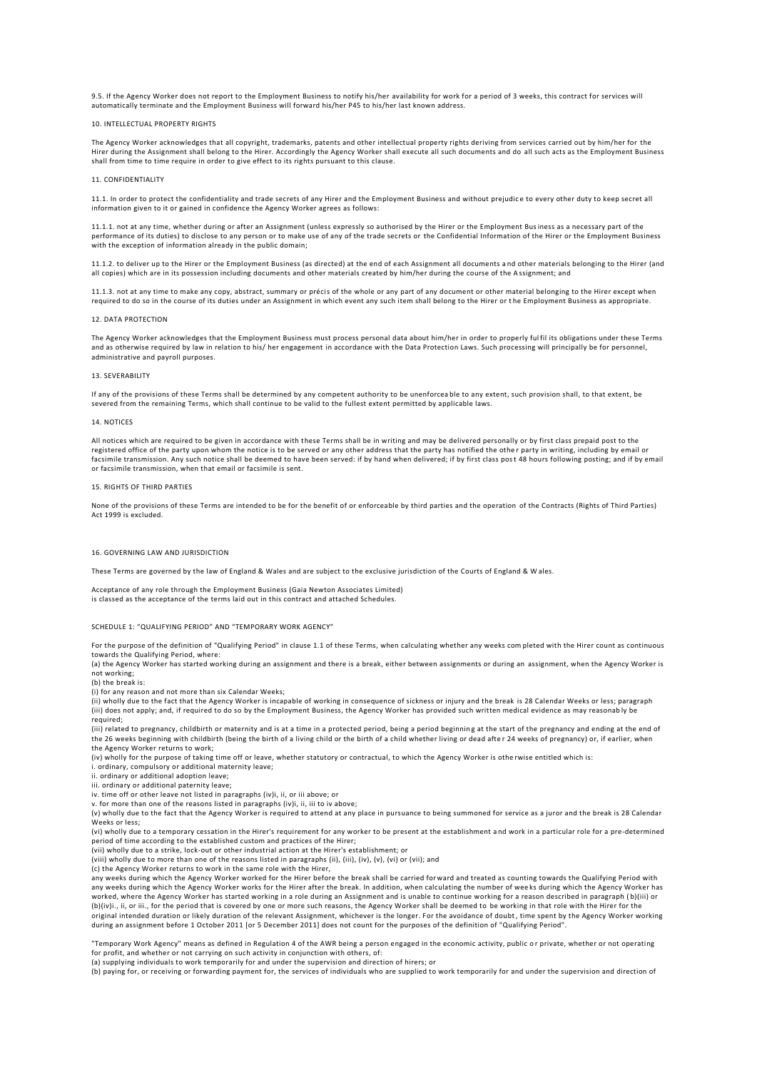9.5. If the Agency Worker does not report to the Employment Business to notify his/her availability for work for a period of 3 weeks, this contract for services will automatically terminate and the Employment Business will forward his/her P45 to his/her last known address.

## 10. INTELLECTUAL PROPERTY RIGHTS

The Agency Worker acknowledges that all copyright, trademarks, patents and other intellectual property rights deriving from services carried out by him/her for the Hirer during the Assignment shall belong to the Hirer. Accordingly the Agency Worker shall execute all such documents and do all such acts as the Employment Business shall from time to time require in order to give effect to its rights pursuant to this clause.

## 11. CONFIDENTIALITY

11.1. In order to protect the confidentiality and trade secrets of any Hirer and the Employment Business and without prejudice to every other duty to keep secret all information given to it or gained in confidence the Agency Worker agrees as follows:

11.1.1. not at any time, whether during or after an Assignment (unless expressly so authorised by the Hirer or the Employment Business as a necessary part of the performance of its duties) to disclose to any person or to make use of any of the trade secrets or the Confidential Information of the Hirer or the Employment Business with the exception of information already in the public domain;

11.1.2. to deliver up to the Hirer or the Employment Business (as directed) at the end of each Assignment all documents and other materials belonging to the Hirer (and all copies) which are in its possession including documents and other materials created by him/her during the course of the Assignment; and

11.1.3. not at any time to make any copy, abstract, summary or précis of the whole or any part of any document or other material belonging to the Hirer except when required to do so in the course of its duties under an Assignment in which event any such item shall belong to the Hirer or the Employment Business as appropriate.

## 12. DATA PROTECTION

The Agency Worker acknowledges that the Employment Business must process personal data about him/her in order to properly fulfil its obligations under these Terms and as otherwise required by law in relation to his/ her engagement in accordance with the Data Protection Laws. Such processing will principally be for personnel, administrative and payroll purposes.

## 13. SEVERABILITY

If any of the provisions of these Terms shall be determined by any competent authority to be unenforceable to any extent, such provision shall, to that extent, be severed from the remaining Terms, which shall continue to be valid to the fullest extent permitted by applicable laws.

## 14. NOTICES

All notices which are required to be given in accordance with these Terms shall be in writing and may be delivered personally or by first class prepaid post to the registered office of the party upon whom the notice is to be served or any other address that the party has notified the other party in writing, including by email or facsimile transmission. Any such notice shall be deemed to have been served: if by hand when delivered; if by first class post 48 hours following posting; and if by email or facsimile transmission, when that email or facsimile is sent.

## 15. RIGHTS OF THIRD PARTIES

None of the provisions of these Terms are intended to be for the benefit of or enforceable by third parties and the operation of the Contracts (Rights of Third Parties) Act 1999 is excluded.

## 16. GOVERNING LAW AND JURISDICTION

These Terms are governed by the law of England & Wales and are subject to the exclusive jurisdiction of the Courts of England & Wales.

Acceptance of any role through the Employment Business (Gaia Newton Associates Limited) is classed as the acceptance of the terms laid out in this contract and attached Schedules.

## SCHEDULE 1: "QUALIFYING PERIOD" AND "TEMPORARY WORK AGENCY"

For the purpose of the definition of "Qualifying Period" in clause 1.1 of these Terms, when calculating whether any weeks completed with the Hirer count as continuous towards the Qualifying Period, where:

(a) the Agency Worker has started working during an assignment and there is a break, either between assignments or during an assignment, when the Agency Worker is not working;

(b) the break is:

(i) for any reason and not more than six Calendar Weeks;

(ii) wholly due to the fact that the Agency Worker is incapable of working in consequence of sickness or injury and the break is 28 Calendar Weeks or less; paragraph (iii) does not apply; and, if required to do so by the Employment Business, the Agency Worker has provided such written medical evidence as may reasonably be required;

(iii) related to pregnancy, childbirth or maternity and is at a time in a protected period, being a period beginning at the start of the pregnancy and ending at the end of the 26 weeks beginning with childbirth (being the birth of a living child or the birth of a child whether living or dead after 24 weeks of pregnancy) or, if earlier, when the Agency Worker returns to work;

(iv) wholly for the purpose of taking time off or leave, whether statutory or contractual, to which the Agency Worker is otherwise entitled which is:

i. ordinary, compulsory or additional maternity leave;

ii. ordinary or additional adoption leave;

iii. ordinary or additional paternity leave;

iv. time off or other leave not listed in paragraphs (iv)i, ii, or iii above; or

v. for more than one of the reasons listed in paragraphs (iv)i, ii, iii to iv above;

(v) wholly due to the fact that the Agency Worker is required to attend at any place in pursuance to being summoned for service as a juror and the break is 28 Calendar Weeks or less;

(vi) wholly due to a temporary cessation in the Hirer's requirement for any worker to be present at the establishment and work in a particular role for a pre-determined period of time according to the established custom and practices of the Hirer;

(vii) wholly due to a strike, lock-out or other industrial action at the Hirer's establishment; or

(viii) wholly due to more than one of the reasons listed in paragraphs (ii), (iii), (iv), (v), (vi) or (vii); and

(c) the Agency Worker returns to work in the same role with the Hirer,

any weeks during which the Agency Worker worked for the Hirer before the break shall be carried forward and treated as counting towards the Qualifying Period with any weeks during which the Agency Worker works for the Hirer after the break. In addition, when calculating the number of weeks during which the Agency Worker has worked, where the Agency Worker has started working in a role during an Assignment and is unable to continue working for a reason described in paragraph (b)(iii) or (b)(iv)i., ii, or iii., for the period that is covered by one or more such reasons, the Agency Worker shall be deemed to be working in that role with the Hirer for the original intended duration or likely duration of the relevant Assignment, whichever is the longer. For the avoidance of doubt, time spent by the Agency Worker working during an assignment before 1 October 2011 [or 5 December 2011] does not count for the purposes of the definition of "Qualifying Period".

"Temporary Work Agency" means as defined in Regulation 4 of the AWR being a person engaged in the economic activity, public or private, whether or not operating for profit, and whether or not carrying on such activity in conjunction with others, of:

(a) supplying individuals to work temporarily for and under the supervision and direction of hirers; or

(b) paying for, or receiving or forwarding payment for, the services of individuals who are supplied to work temporarily for and under the supervision and direction of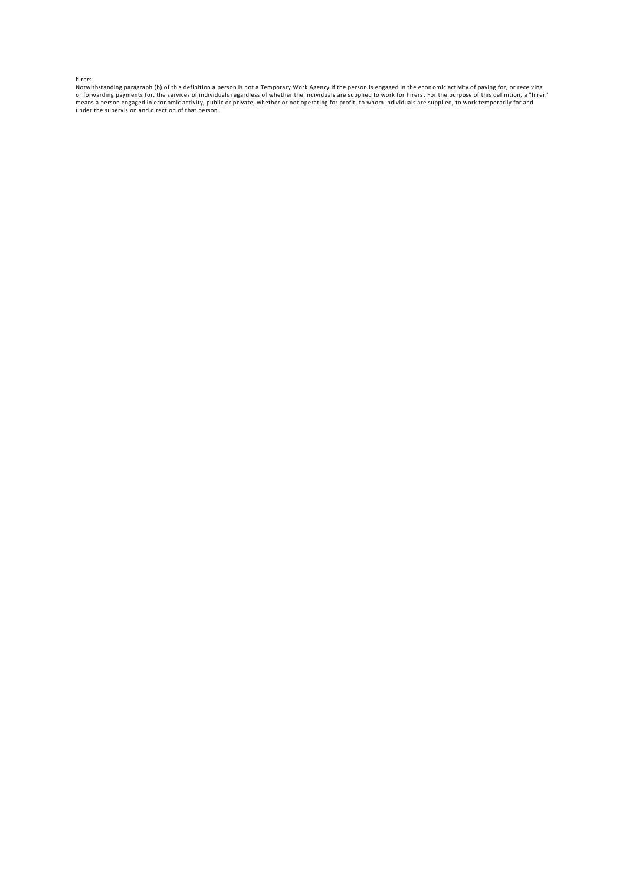hirers.

Notwithstanding paragraph (b) of this definition a person is not a Temporary Work Agency if the person is engaged in the economic activity of paying for, or receiving or forwarding payments for, the services of individuals regardless of whether the individuals are supplied to work for hirers. For the purpose of this definition, a "hirer" means a person engaged in economic activity, public or private, whether or not operating for profit, to whom individuals are supplied, to work temporarily for and under the supervision and direction of that person.